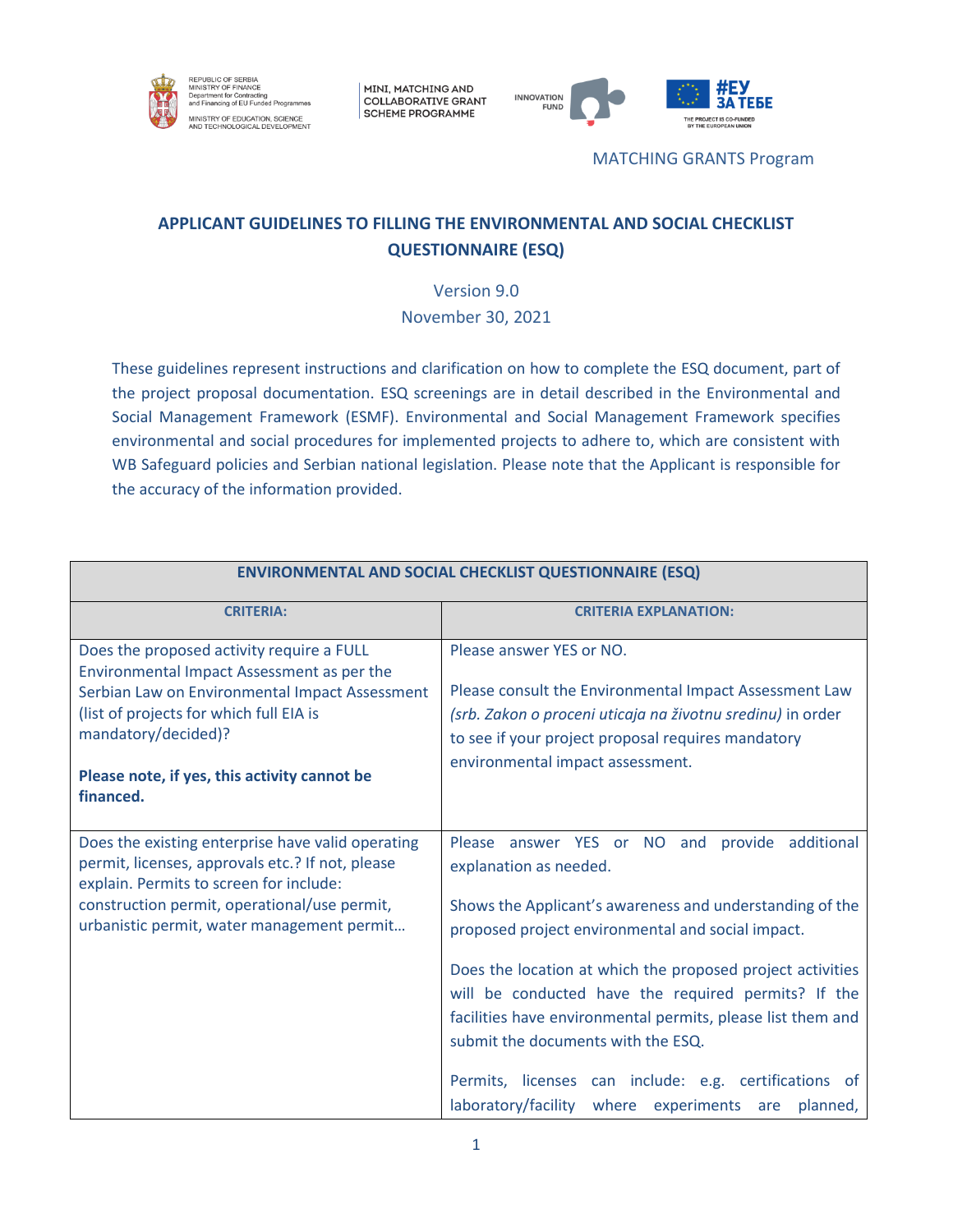MATCHING GRANTS Program

## APPLICANT GUIDELINES TO FILLING THE ENVIRONMENTAL AND SOCIAL CHECKLIST QUESTIONNAIRE (ESQ)

Version 9.0

November 30, 2021

These guidelines represent instructions and clarification on how to complete the ESQ document, part of the project proposal documentation. ESQ screenings are in detail described in the Environmental and Social Management Framework (ESMF). Environmental and Social Management Framework specifies environmental and social procedures for implemented projects to adhere to, which are consistent with WB Safeguard policies and Serbian national legislation. Please note that the Applicant is responsible for the accuracy of the information provided.

| **ENVIRONMENTAL AND SOCIAL CHECKLIST QUESTIONNAIRE (ESQ)** | |
|---|---|
| **CRITERIA:** | **CRITERIA EXPLANATION:** |
| Does the proposed activity require a FULL Environmental Impact Assessment as per the Serbian Law on Environmental Impact Assessment (list of projects for which full EIA is mandatory/decided)?<br><br>**Please note, if yes, this activity cannot be financed.** | Please answer YES or NO.<br><br>Please consult the Environmental Impact Assessment Law *(srb. Zakon o proceni uticaja na životnu sredinu)* in order to see if your project proposal requires mandatory environmental impact assessment. |
| Does the existing enterprise have valid operating permit, licenses, approvals etc.? If not, please explain. Permits to screen for include: construction permit, operational/use permit, urbanistic permit, water management permit… | Please answer YES or NO and provide additional explanation as needed.<br><br>Shows the Applicant's awareness and understanding of the proposed project environmental and social impact.<br><br>Does the location at which the proposed project activities will be conducted have the required permits? If the facilities have environmental permits, please list them and submit the documents with the ESQ.<br><br>Permits, licenses can include: e.g. certifications of laboratory/facility where experiments are planned, |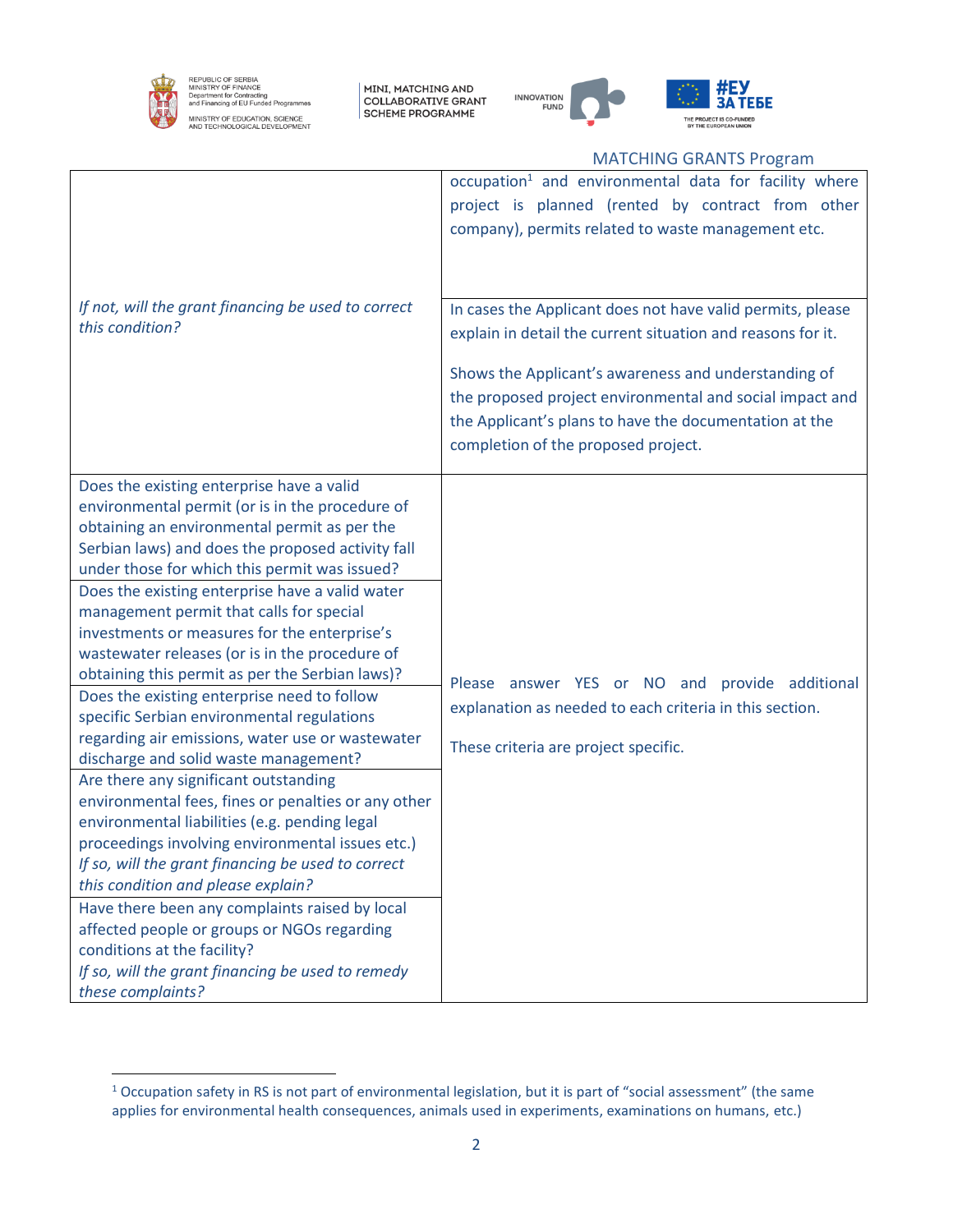MATCHING GRANTS Program

| | |
|---|---|
| | occupation[1] and environmental data for facility where project is planned (rented by contract from other company), permits related to waste management etc. |
| *If not, will the grant financing be used to correct this condition?* | In cases the Applicant does not have valid permits, please explain in detail the current situation and reasons for it.<br><br>Shows the Applicant's awareness and understanding of the proposed project environmental and social impact and the Applicant's plans to have the documentation at the completion of the proposed project. |
| Does the existing enterprise have a valid environmental permit (or is in the procedure of obtaining an environmental permit as per the Serbian laws) and does the proposed activity fall under those for which this permit was issued? | Please answer YES or NO and provide additional explanation as needed to each criteria in this section.<br><br>These criteria are project specific. |
| Does the existing enterprise have a valid water management permit that calls for special investments or measures for the enterprise's wastewater releases (or is in the procedure of obtaining this permit as per the Serbian laws)? | |
| Does the existing enterprise need to follow specific Serbian environmental regulations regarding air emissions, water use or wastewater discharge and solid waste management? | |
| Are there any significant outstanding environmental fees, fines or penalties or any other environmental liabilities (e.g. pending legal proceedings involving environmental issues etc.) *If so, will the grant financing be used to correct this condition and please explain?* | |
| Have there been any complaints raised by local affected people or groups or NGOs regarding conditions at the facility? *If so, will the grant financing be used to remedy these complaints?* | |

[1] Occupation safety in RS is not part of environmental legislation, but it is part of "social assessment" (the same applies for environmental health consequences, animals used in experiments, examinations on humans, etc.)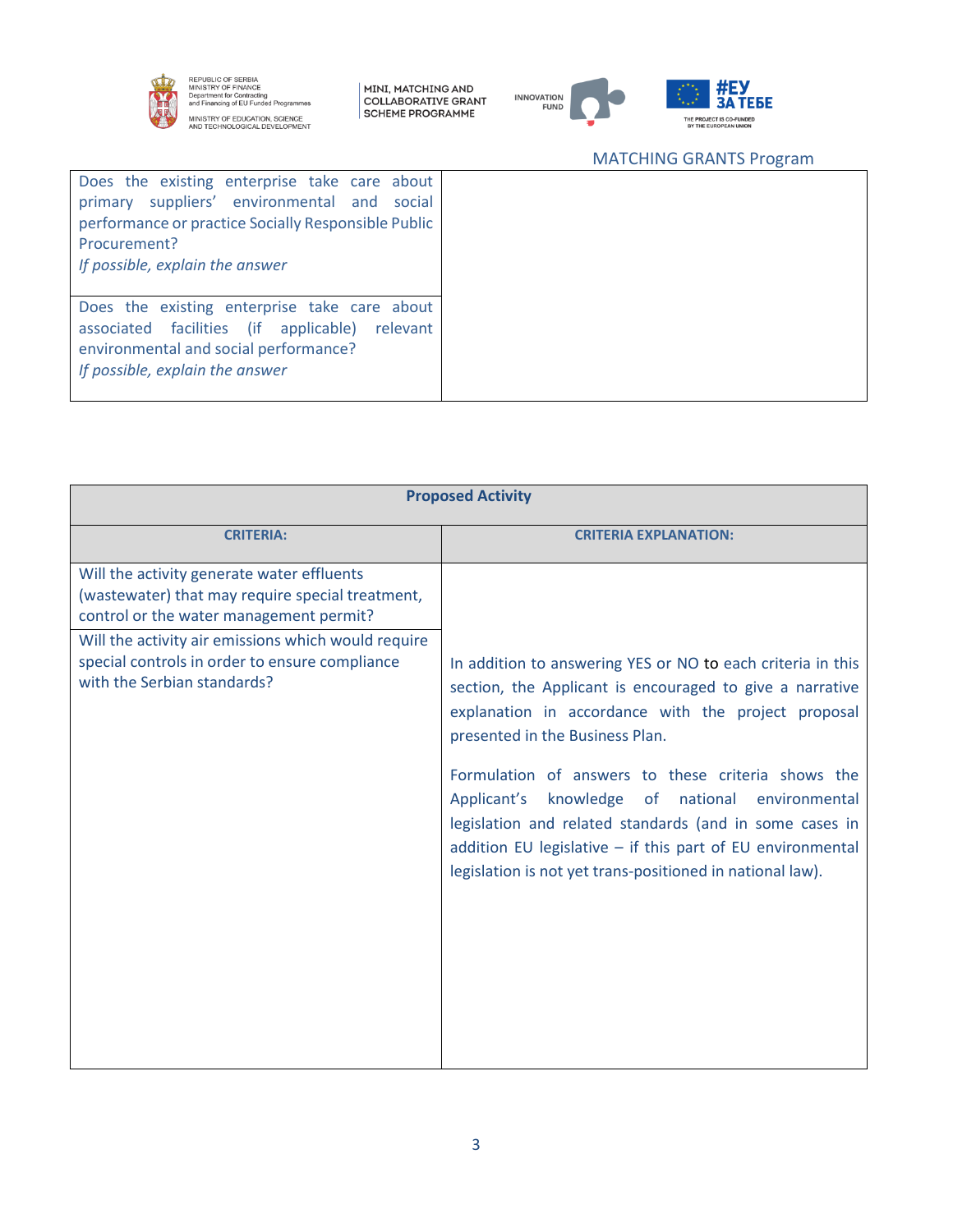| | |
|---|---|
| Does the existing enterprise take care about primary suppliers' environmental and social performance or practice Socially Responsible Public Procurement?<br>*If possible, explain the answer* | |
| Does the existing enterprise take care about associated facilities (if applicable) relevant environmental and social performance?<br>*If possible, explain the answer* | |

| **Proposed Activity** | |
|---|---|
| **CRITERIA:** | **CRITERIA EXPLANATION:** |
| Will the activity generate water effluents (wastewater) that may require special treatment, control or the water management permit? | In addition to answering YES or NO to each criteria in this section, the Applicant is encouraged to give a narrative explanation in accordance with the project proposal presented in the Business Plan.<br><br>Formulation of answers to these criteria shows the Applicant's knowledge of national environmental legislation and related standards (and in some cases in addition EU legislative – if this part of EU environmental legislation is not yet trans-positioned in national law). |
| Will the activity air emissions which would require special controls in order to ensure compliance with the Serbian standards? | |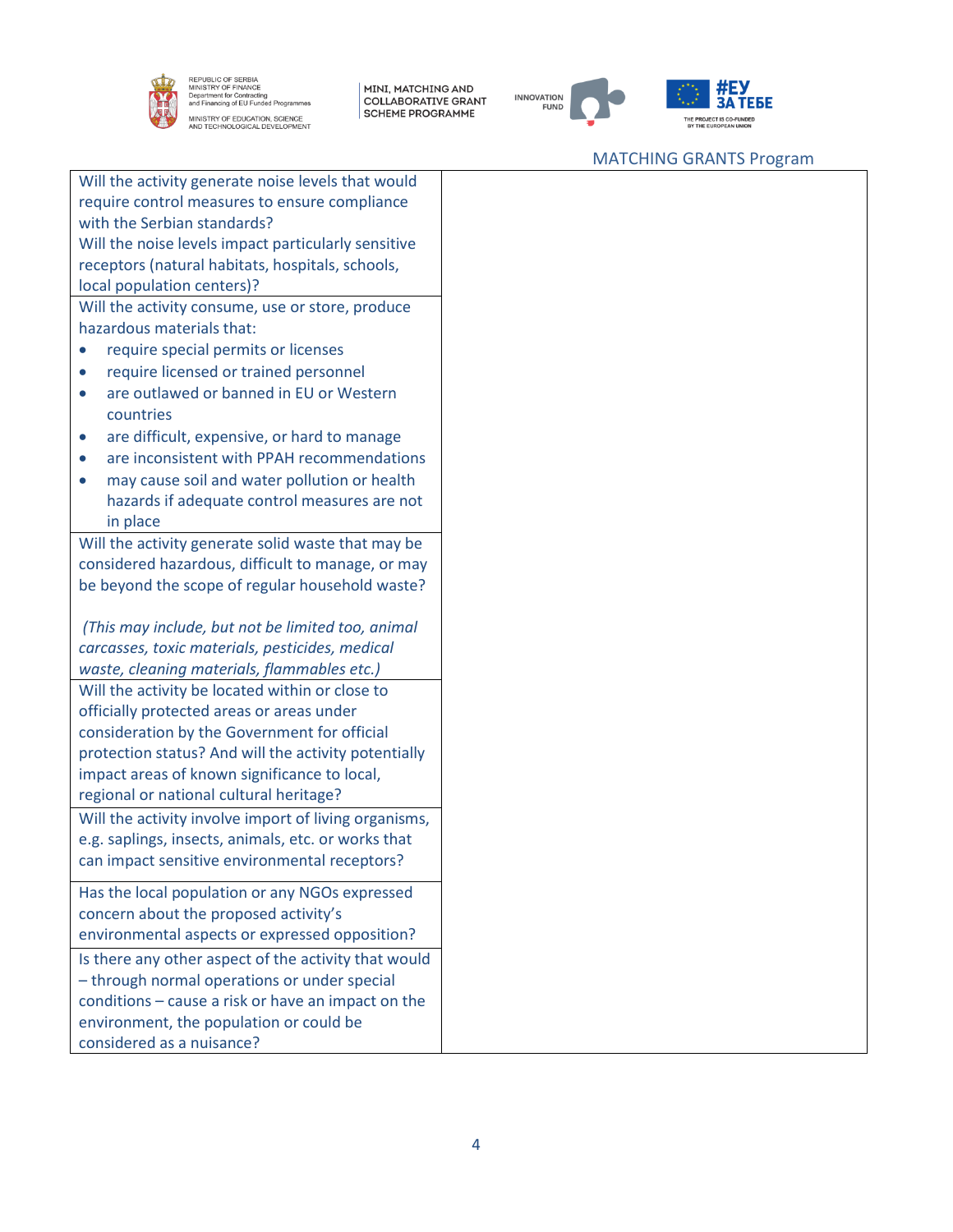| | |
|---|---|
| Will the activity generate noise levels that would require control measures to ensure compliance with the Serbian standards?<br>Will the noise levels impact particularly sensitive receptors (natural habitats, hospitals, schools, local population centers)? | |
| Will the activity consume, use or store, produce hazardous materials that:<br>• require special permits or licenses<br>• require licensed or trained personnel<br>• are outlawed or banned in EU or Western countries<br>• are difficult, expensive, or hard to manage<br>• are inconsistent with PPAH recommendations<br>• may cause soil and water pollution or health hazards if adequate control measures are not in place | |
| Will the activity generate solid waste that may be considered hazardous, difficult to manage, or may be beyond the scope of regular household waste?<br><br>*(This may include, but not be limited too, animal carcasses, toxic materials, pesticides, medical waste, cleaning materials, flammables etc.)* | |
| Will the activity be located within or close to officially protected areas or areas under consideration by the Government for official protection status? And will the activity potentially impact areas of known significance to local, regional or national cultural heritage? | |
| Will the activity involve import of living organisms, e.g. saplings, insects, animals, etc. or works that can impact sensitive environmental receptors? | |
| Has the local population or any NGOs expressed concern about the proposed activity's environmental aspects or expressed opposition? | |
| Is there any other aspect of the activity that would – through normal operations or under special conditions – cause a risk or have an impact on the environment, the population or could be considered as a nuisance? | |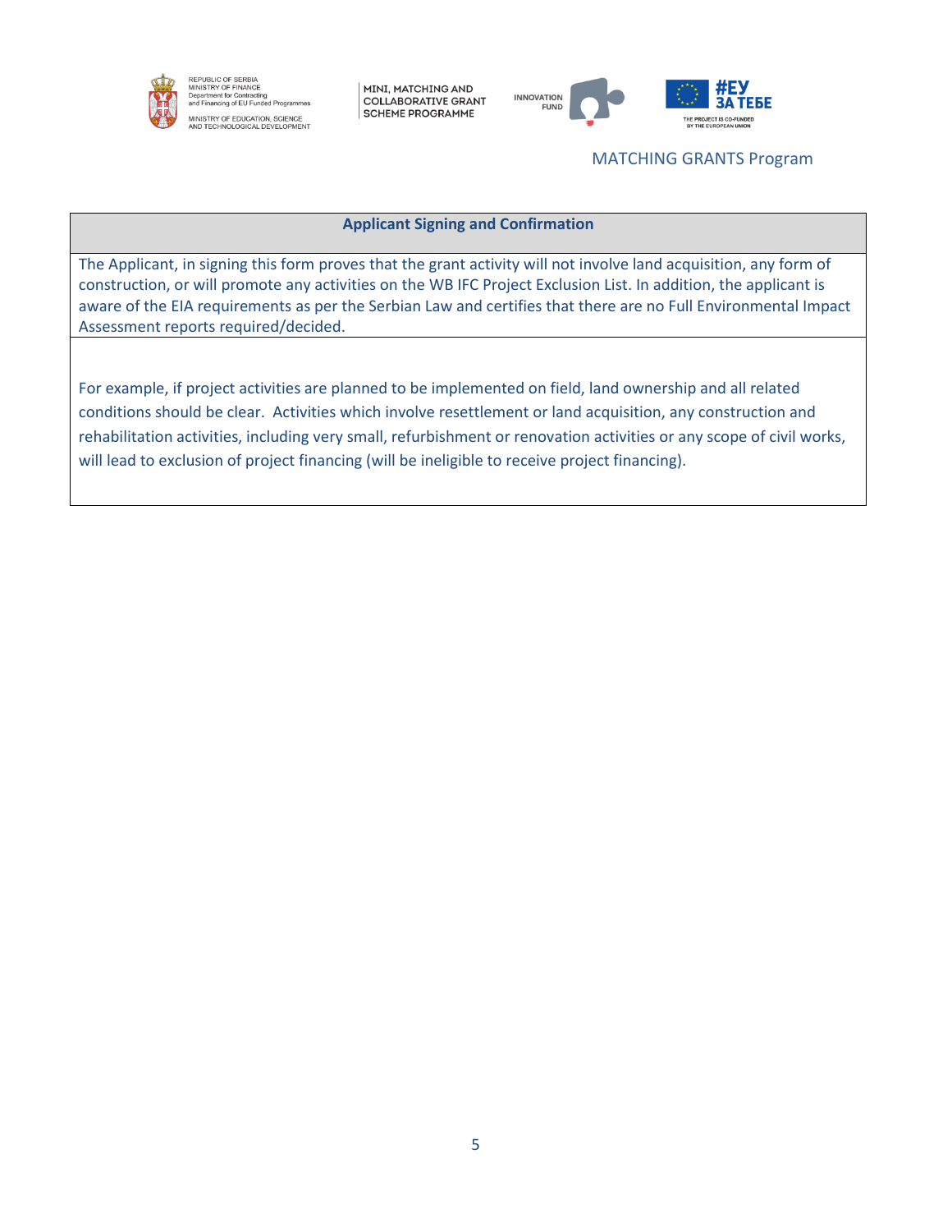| Applicant Signing and Confirmation |
|---|
| The Applicant, in signing this form proves that the grant activity will not involve land acquisition, any form of construction, or will promote any activities on the WB IFC Project Exclusion List. In addition, the applicant is aware of the EIA requirements as per the Serbian Law and certifies that there are no Full Environmental Impact Assessment reports required/decided. |
| For example, if project activities are planned to be implemented on field, land ownership and all related conditions should be clear. Activities which involve resettlement or land acquisition, any construction and rehabilitation activities, including very small, refurbishment or renovation activities or any scope of civil works, will lead to exclusion of project financing (will be ineligible to receive project financing). |